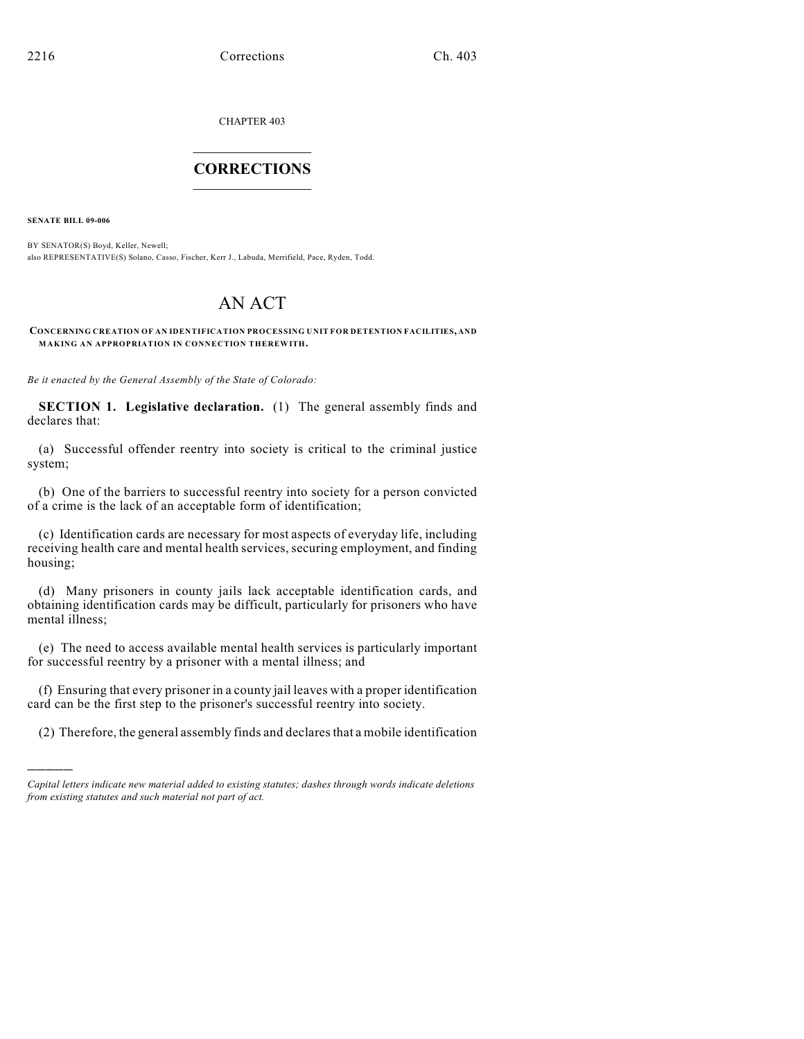CHAPTER 403

# CORRECTIONS

**SENATE BILL 09-006**

BY SENATOR(S) Boyd, Keller, Newell;
also REPRESENTATIVE(S) Solano, Casso, Fischer, Kerr J., Labuda, Merrifield, Pace, Ryden, Todd.

# AN ACT

**CONCERNING CREATION OF AN IDENTIFICATION PROCESSING UNIT FOR DETENTION FACILITIES, AND MAKING AN APPROPRIATION IN CONNECTION THEREWITH.**

*Be it enacted by the General Assembly of the State of Colorado:*

**SECTION 1. Legislative declaration.** (1) The general assembly finds and declares that:

(a) Successful offender reentry into society is critical to the criminal justice system;

(b) One of the barriers to successful reentry into society for a person convicted of a crime is the lack of an acceptable form of identification;

(c) Identification cards are necessary for most aspects of everyday life, including receiving health care and mental health services, securing employment, and finding housing;

(d) Many prisoners in county jails lack acceptable identification cards, and obtaining identification cards may be difficult, particularly for prisoners who have mental illness;

(e) The need to access available mental health services is particularly important for successful reentry by a prisoner with a mental illness; and

(f) Ensuring that every prisoner in a county jail leaves with a proper identification card can be the first step to the prisoner's successful reentry into society.

(2) Therefore, the general assembly finds and declares that a mobile identification

---

*Capital letters indicate new material added to existing statutes; dashes through words indicate deletions from existing statutes and such material not part of act.*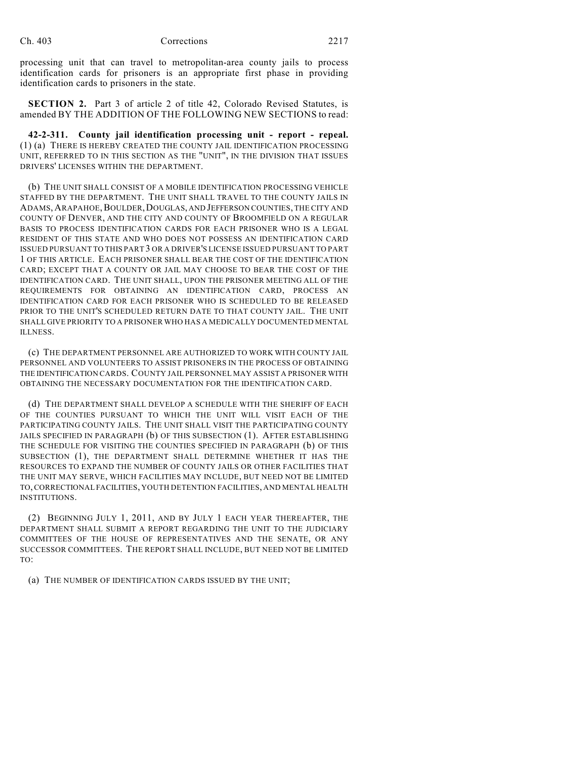processing unit that can travel to metropolitan-area county jails to process identification cards for prisoners is an appropriate first phase in providing identification cards to prisoners in the state.

**SECTION 2.** Part 3 of article 2 of title 42, Colorado Revised Statutes, is amended BY THE ADDITION OF THE FOLLOWING NEW SECTIONS to read:

**42-2-311. County jail identification processing unit - report - repeal.** (1) (a) THERE IS HEREBY CREATED THE COUNTY JAIL IDENTIFICATION PROCESSING UNIT, REFERRED TO IN THIS SECTION AS THE "UNIT", IN THE DIVISION THAT ISSUES DRIVERS' LICENSES WITHIN THE DEPARTMENT.

(b) THE UNIT SHALL CONSIST OF A MOBILE IDENTIFICATION PROCESSING VEHICLE STAFFED BY THE DEPARTMENT. THE UNIT SHALL TRAVEL TO THE COUNTY JAILS IN ADAMS, ARAPAHOE, BOULDER, DOUGLAS, AND JEFFERSON COUNTIES, THE CITY AND COUNTY OF DENVER, AND THE CITY AND COUNTY OF BROOMFIELD ON A REGULAR BASIS TO PROCESS IDENTIFICATION CARDS FOR EACH PRISONER WHO IS A LEGAL RESIDENT OF THIS STATE AND WHO DOES NOT POSSESS AN IDENTIFICATION CARD ISSUED PURSUANT TO THIS PART 3 OR A DRIVER'S LICENSE ISSUED PURSUANT TO PART 1 OF THIS ARTICLE. EACH PRISONER SHALL BEAR THE COST OF THE IDENTIFICATION CARD; EXCEPT THAT A COUNTY OR JAIL MAY CHOOSE TO BEAR THE COST OF THE IDENTIFICATION CARD. THE UNIT SHALL, UPON THE PRISONER MEETING ALL OF THE REQUIREMENTS FOR OBTAINING AN IDENTIFICATION CARD, PROCESS AN IDENTIFICATION CARD FOR EACH PRISONER WHO IS SCHEDULED TO BE RELEASED PRIOR TO THE UNIT'S SCHEDULED RETURN DATE TO THAT COUNTY JAIL. THE UNIT SHALL GIVE PRIORITY TO A PRISONER WHO HAS A MEDICALLY DOCUMENTED MENTAL ILLNESS.

(c) THE DEPARTMENT PERSONNEL ARE AUTHORIZED TO WORK WITH COUNTY JAIL PERSONNEL AND VOLUNTEERS TO ASSIST PRISONERS IN THE PROCESS OF OBTAINING THE IDENTIFICATION CARDS. COUNTY JAIL PERSONNEL MAY ASSIST A PRISONER WITH OBTAINING THE NECESSARY DOCUMENTATION FOR THE IDENTIFICATION CARD.

(d) THE DEPARTMENT SHALL DEVELOP A SCHEDULE WITH THE SHERIFF OF EACH OF THE COUNTIES PURSUANT TO WHICH THE UNIT WILL VISIT EACH OF THE PARTICIPATING COUNTY JAILS. THE UNIT SHALL VISIT THE PARTICIPATING COUNTY JAILS SPECIFIED IN PARAGRAPH (b) OF THIS SUBSECTION (1). AFTER ESTABLISHING THE SCHEDULE FOR VISITING THE COUNTIES SPECIFIED IN PARAGRAPH (b) OF THIS SUBSECTION (1), THE DEPARTMENT SHALL DETERMINE WHETHER IT HAS THE RESOURCES TO EXPAND THE NUMBER OF COUNTY JAILS OR OTHER FACILITIES THAT THE UNIT MAY SERVE, WHICH FACILITIES MAY INCLUDE, BUT NEED NOT BE LIMITED TO, CORRECTIONAL FACILITIES, YOUTH DETENTION FACILITIES, AND MENTAL HEALTH INSTITUTIONS.

(2) BEGINNING JULY 1, 2011, AND BY JULY 1 EACH YEAR THEREAFTER, THE DEPARTMENT SHALL SUBMIT A REPORT REGARDING THE UNIT TO THE JUDICIARY COMMITTEES OF THE HOUSE OF REPRESENTATIVES AND THE SENATE, OR ANY SUCCESSOR COMMITTEES. THE REPORT SHALL INCLUDE, BUT NEED NOT BE LIMITED TO:

(a) THE NUMBER OF IDENTIFICATION CARDS ISSUED BY THE UNIT;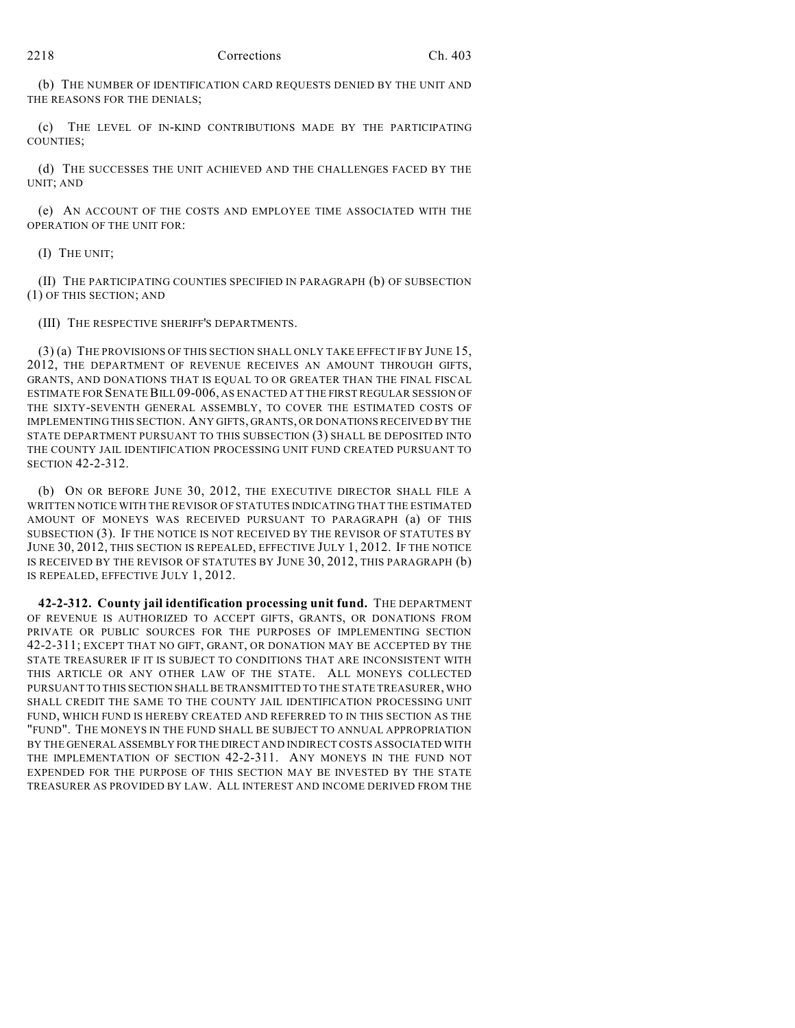(b) THE NUMBER OF IDENTIFICATION CARD REQUESTS DENIED BY THE UNIT AND THE REASONS FOR THE DENIALS;

(c) THE LEVEL OF IN-KIND CONTRIBUTIONS MADE BY THE PARTICIPATING COUNTIES;

(d) THE SUCCESSES THE UNIT ACHIEVED AND THE CHALLENGES FACED BY THE UNIT; AND

(e) AN ACCOUNT OF THE COSTS AND EMPLOYEE TIME ASSOCIATED WITH THE OPERATION OF THE UNIT FOR:

(I) THE UNIT;

(II) THE PARTICIPATING COUNTIES SPECIFIED IN PARAGRAPH (b) OF SUBSECTION (1) OF THIS SECTION; AND

(III) THE RESPECTIVE SHERIFF'S DEPARTMENTS.

(3) (a) THE PROVISIONS OF THIS SECTION SHALL ONLY TAKE EFFECT IF BY JUNE 15, 2012, THE DEPARTMENT OF REVENUE RECEIVES AN AMOUNT THROUGH GIFTS, GRANTS, AND DONATIONS THAT IS EQUAL TO OR GREATER THAN THE FINAL FISCAL ESTIMATE FOR SENATE BILL 09-006, AS ENACTED AT THE FIRST REGULAR SESSION OF THE SIXTY-SEVENTH GENERAL ASSEMBLY, TO COVER THE ESTIMATED COSTS OF IMPLEMENTING THIS SECTION. ANY GIFTS, GRANTS, OR DONATIONS RECEIVED BY THE STATE DEPARTMENT PURSUANT TO THIS SUBSECTION (3) SHALL BE DEPOSITED INTO THE COUNTY JAIL IDENTIFICATION PROCESSING UNIT FUND CREATED PURSUANT TO SECTION 42-2-312.

(b) ON OR BEFORE JUNE 30, 2012, THE EXECUTIVE DIRECTOR SHALL FILE A WRITTEN NOTICE WITH THE REVISOR OF STATUTES INDICATING THAT THE ESTIMATED AMOUNT OF MONEYS WAS RECEIVED PURSUANT TO PARAGRAPH (a) OF THIS SUBSECTION (3). IF THE NOTICE IS NOT RECEIVED BY THE REVISOR OF STATUTES BY JUNE 30, 2012, THIS SECTION IS REPEALED, EFFECTIVE JULY 1, 2012. IF THE NOTICE IS RECEIVED BY THE REVISOR OF STATUTES BY JUNE 30, 2012, THIS PARAGRAPH (b) IS REPEALED, EFFECTIVE JULY 1, 2012.

**42-2-312. County jail identification processing unit fund.** THE DEPARTMENT OF REVENUE IS AUTHORIZED TO ACCEPT GIFTS, GRANTS, OR DONATIONS FROM PRIVATE OR PUBLIC SOURCES FOR THE PURPOSES OF IMPLEMENTING SECTION 42-2-311; EXCEPT THAT NO GIFT, GRANT, OR DONATION MAY BE ACCEPTED BY THE STATE TREASURER IF IT IS SUBJECT TO CONDITIONS THAT ARE INCONSISTENT WITH THIS ARTICLE OR ANY OTHER LAW OF THE STATE. ALL MONEYS COLLECTED PURSUANT TO THIS SECTION SHALL BE TRANSMITTED TO THE STATE TREASURER, WHO SHALL CREDIT THE SAME TO THE COUNTY JAIL IDENTIFICATION PROCESSING UNIT FUND, WHICH FUND IS HEREBY CREATED AND REFERRED TO IN THIS SECTION AS THE "FUND". THE MONEYS IN THE FUND SHALL BE SUBJECT TO ANNUAL APPROPRIATION BY THE GENERAL ASSEMBLY FOR THE DIRECT AND INDIRECT COSTS ASSOCIATED WITH THE IMPLEMENTATION OF SECTION 42-2-311. ANY MONEYS IN THE FUND NOT EXPENDED FOR THE PURPOSE OF THIS SECTION MAY BE INVESTED BY THE STATE TREASURER AS PROVIDED BY LAW. ALL INTEREST AND INCOME DERIVED FROM THE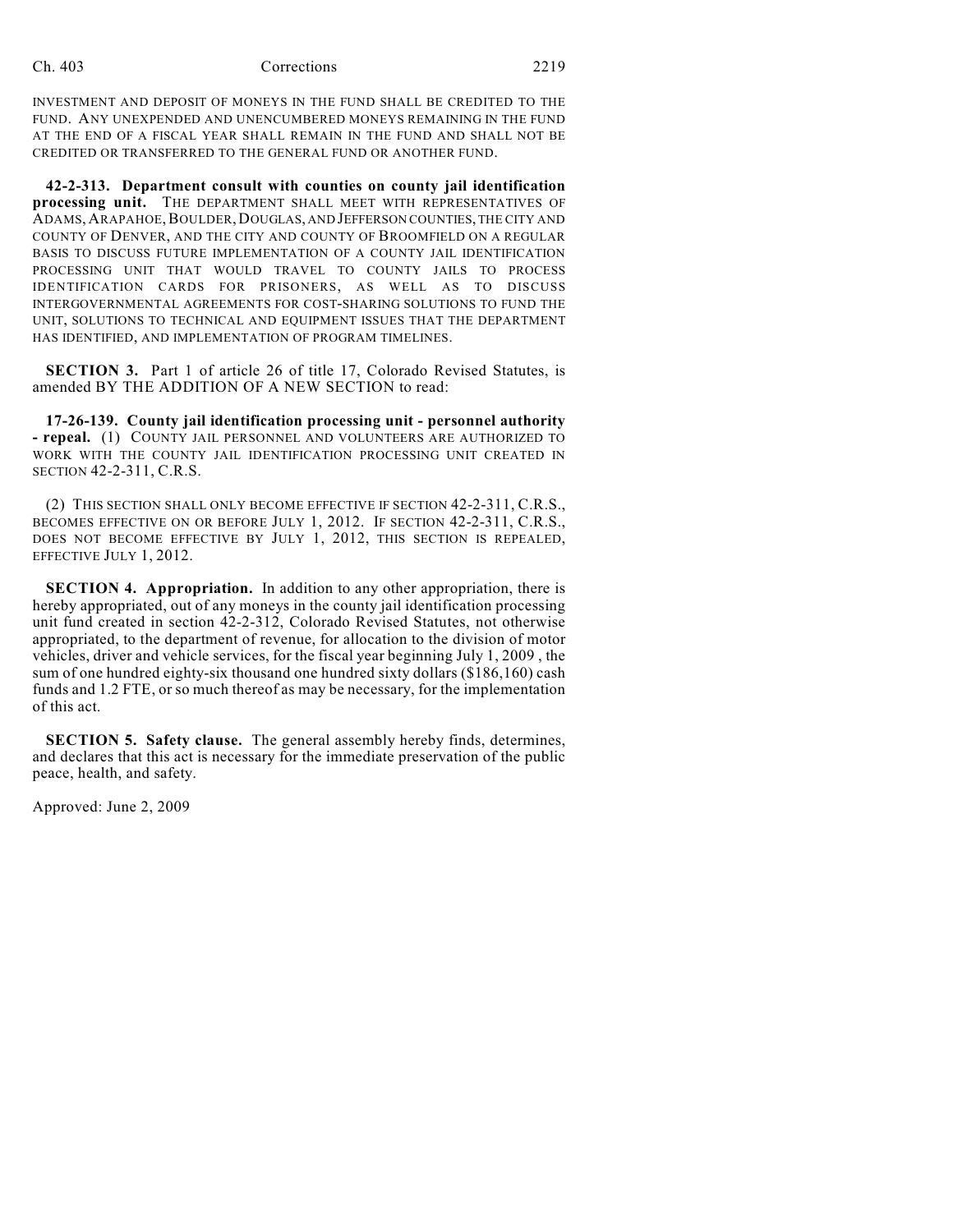INVESTMENT AND DEPOSIT OF MONEYS IN THE FUND SHALL BE CREDITED TO THE FUND. ANY UNEXPENDED AND UNENCUMBERED MONEYS REMAINING IN THE FUND AT THE END OF A FISCAL YEAR SHALL REMAIN IN THE FUND AND SHALL NOT BE CREDITED OR TRANSFERRED TO THE GENERAL FUND OR ANOTHER FUND.

**42-2-313. Department consult with counties on county jail identification processing unit.** THE DEPARTMENT SHALL MEET WITH REPRESENTATIVES OF ADAMS, ARAPAHOE, BOULDER, DOUGLAS, AND JEFFERSON COUNTIES, THE CITY AND COUNTY OF DENVER, AND THE CITY AND COUNTY OF BROOMFIELD ON A REGULAR BASIS TO DISCUSS FUTURE IMPLEMENTATION OF A COUNTY JAIL IDENTIFICATION PROCESSING UNIT THAT WOULD TRAVEL TO COUNTY JAILS TO PROCESS IDENTIFICATION CARDS FOR PRISONERS, AS WELL AS TO DISCUSS INTERGOVERNMENTAL AGREEMENTS FOR COST-SHARING SOLUTIONS TO FUND THE UNIT, SOLUTIONS TO TECHNICAL AND EQUIPMENT ISSUES THAT THE DEPARTMENT HAS IDENTIFIED, AND IMPLEMENTATION OF PROGRAM TIMELINES.

**SECTION 3.** Part 1 of article 26 of title 17, Colorado Revised Statutes, is amended BY THE ADDITION OF A NEW SECTION to read:

**17-26-139. County jail identification processing unit - personnel authority - repeal.** (1) COUNTY JAIL PERSONNEL AND VOLUNTEERS ARE AUTHORIZED TO WORK WITH THE COUNTY JAIL IDENTIFICATION PROCESSING UNIT CREATED IN SECTION 42-2-311, C.R.S.

(2) THIS SECTION SHALL ONLY BECOME EFFECTIVE IF SECTION 42-2-311, C.R.S., BECOMES EFFECTIVE ON OR BEFORE JULY 1, 2012. IF SECTION 42-2-311, C.R.S., DOES NOT BECOME EFFECTIVE BY JULY 1, 2012, THIS SECTION IS REPEALED, EFFECTIVE JULY 1, 2012.

**SECTION 4. Appropriation.** In addition to any other appropriation, there is hereby appropriated, out of any moneys in the county jail identification processing unit fund created in section 42-2-312, Colorado Revised Statutes, not otherwise appropriated, to the department of revenue, for allocation to the division of motor vehicles, driver and vehicle services, for the fiscal year beginning July 1, 2009 , the sum of one hundred eighty-six thousand one hundred sixty dollars ($186,160) cash funds and 1.2 FTE, or so much thereof as may be necessary, for the implementation of this act.

**SECTION 5. Safety clause.** The general assembly hereby finds, determines, and declares that this act is necessary for the immediate preservation of the public peace, health, and safety.

Approved: June 2, 2009